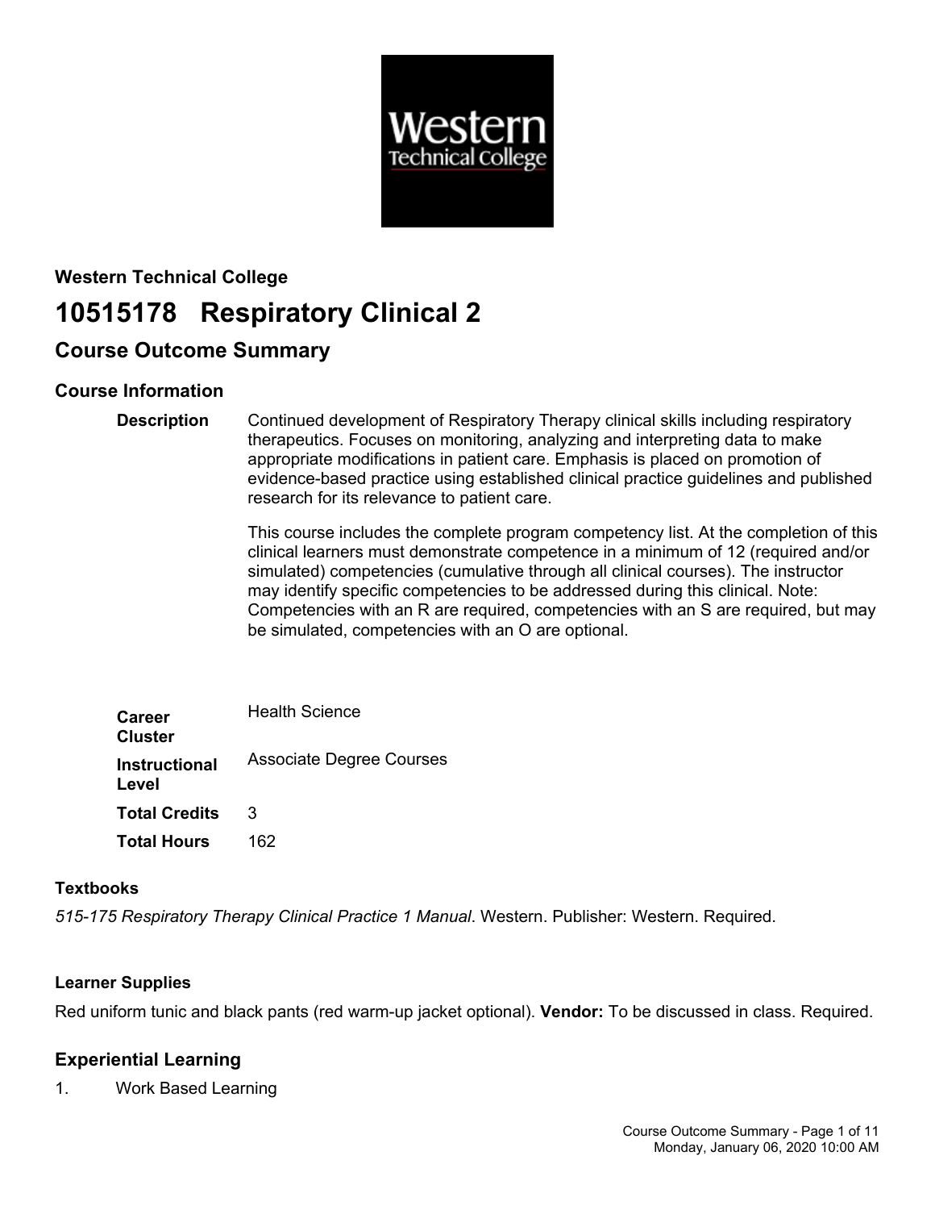**Western Technical College**

# 10515178 Respiratory Clinical 2

## Course Outcome Summary

### Course Information

**Description**

Continued development of Respiratory Therapy clinical skills including respiratory therapeutics. Focuses on monitoring, analyzing and interpreting data to make appropriate modifications in patient care. Emphasis is placed on promotion of evidence-based practice using established clinical practice guidelines and published research for its relevance to patient care.

This course includes the complete program competency list. At the completion of this clinical learners must demonstrate competence in a minimum of 12 (required and/or simulated) competencies (cumulative through all clinical courses). The instructor may identify specific competencies to be addressed during this clinical. Note: Competencies with an R are required, competencies with an S are required, but may be simulated, competencies with an O are optional.

| | |
|---|---|
| **Career Cluster** | Health Science |
| **Instructional Level** | Associate Degree Courses |
| **Total Credits** | 3 |
| **Total Hours** | 162 |

### Textbooks

*515-175 Respiratory Therapy Clinical Practice 1 Manual*. Western. Publisher: Western. Required.

### Learner Supplies

Red uniform tunic and black pants (red warm-up jacket optional). **Vendor:** To be discussed in class. Required.

## Experiential Learning

1. Work Based Learning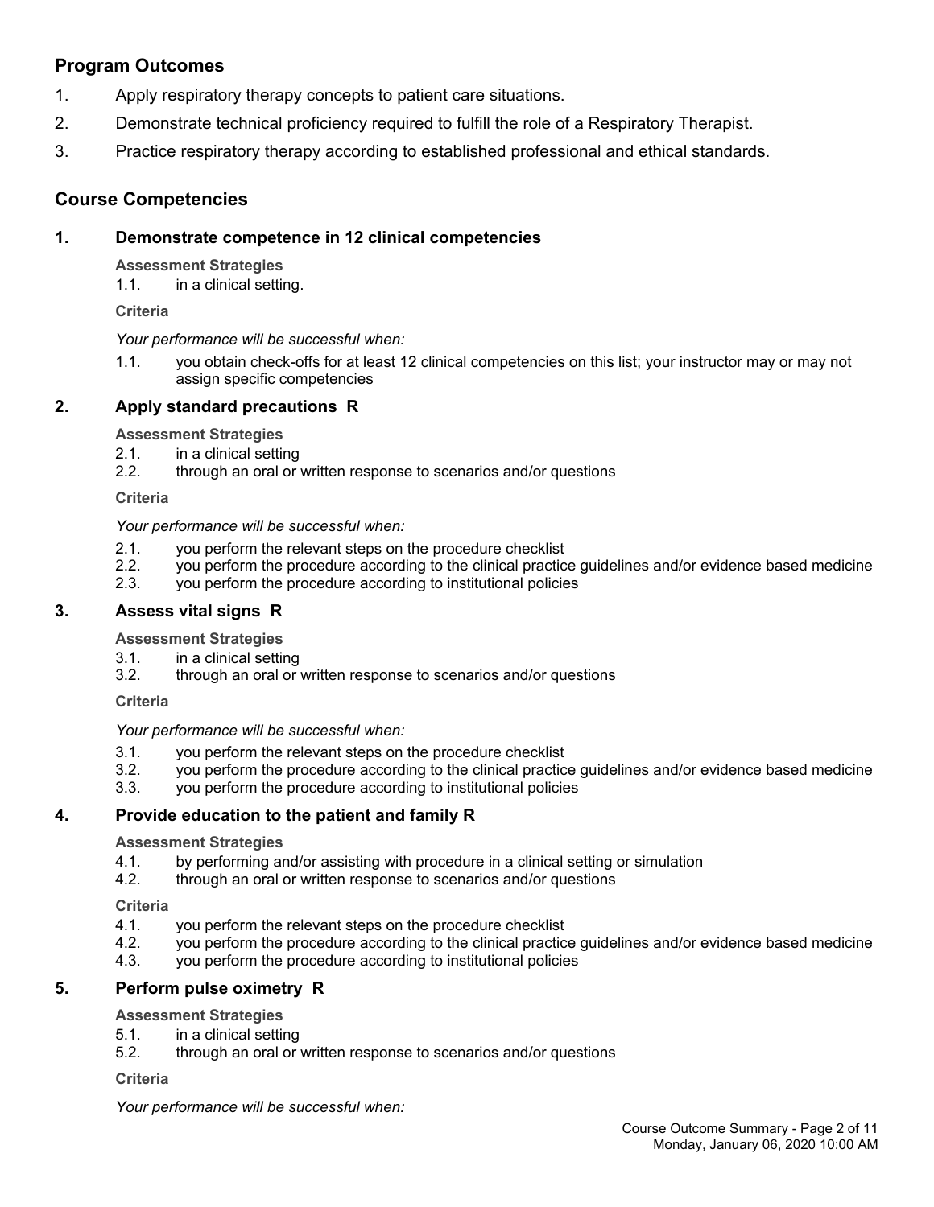## Program Outcomes

1. Apply respiratory therapy concepts to patient care situations.
2. Demonstrate technical proficiency required to fulfill the role of a Respiratory Therapist.
3. Practice respiratory therapy according to established professional and ethical standards.

## Course Competencies

### 1. Demonstrate competence in 12 clinical competencies

**Assessment Strategies**

1.1. in a clinical setting.

**Criteria**

*Your performance will be successful when:*

1.1. you obtain check-offs for at least 12 clinical competencies on this list; your instructor may or may not assign specific competencies

### 2. Apply standard precautions R

**Assessment Strategies**

2.1. in a clinical setting
2.2. through an oral or written response to scenarios and/or questions

**Criteria**

*Your performance will be successful when:*

2.1. you perform the relevant steps on the procedure checklist
2.2. you perform the procedure according to the clinical practice guidelines and/or evidence based medicine
2.3. you perform the procedure according to institutional policies

### 3. Assess vital signs R

**Assessment Strategies**

3.1. in a clinical setting
3.2. through an oral or written response to scenarios and/or questions

**Criteria**

*Your performance will be successful when:*

3.1. you perform the relevant steps on the procedure checklist
3.2. you perform the procedure according to the clinical practice guidelines and/or evidence based medicine
3.3. you perform the procedure according to institutional policies

### 4. Provide education to the patient and family R

**Assessment Strategies**

4.1. by performing and/or assisting with procedure in a clinical setting or simulation
4.2. through an oral or written response to scenarios and/or questions

**Criteria**

4.1. you perform the relevant steps on the procedure checklist
4.2. you perform the procedure according to the clinical practice guidelines and/or evidence based medicine
4.3. you perform the procedure according to institutional policies

### 5. Perform pulse oximetry R

**Assessment Strategies**

5.1. in a clinical setting
5.2. through an oral or written response to scenarios and/or questions

**Criteria**

*Your performance will be successful when:*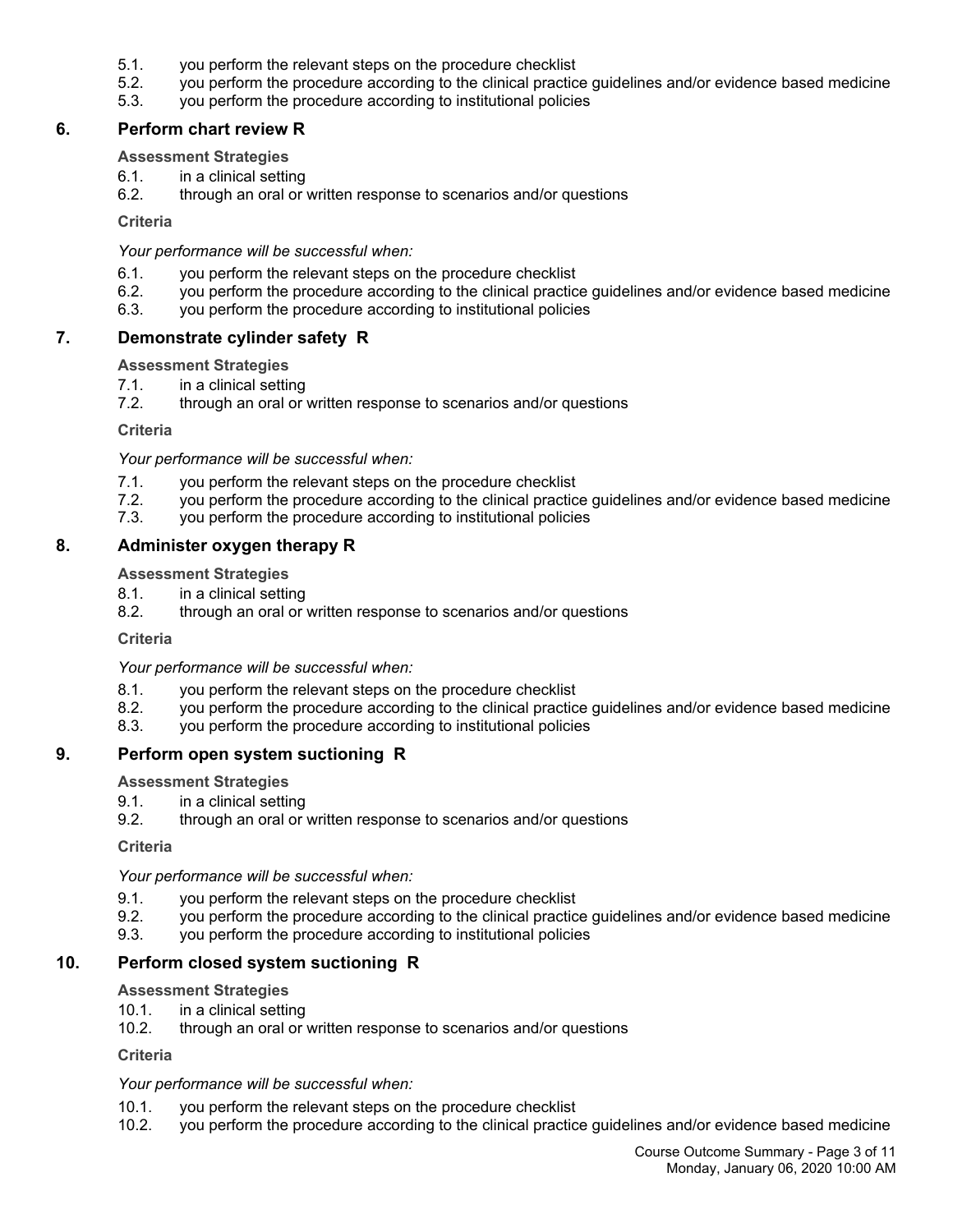5.1. you perform the relevant steps on the procedure checklist
5.2. you perform the procedure according to the clinical practice guidelines and/or evidence based medicine
5.3. you perform the procedure according to institutional policies

## 6. Perform chart review R

**Assessment Strategies**

6.1. in a clinical setting
6.2. through an oral or written response to scenarios and/or questions

**Criteria**

*Your performance will be successful when:*

6.1. you perform the relevant steps on the procedure checklist
6.2. you perform the procedure according to the clinical practice guidelines and/or evidence based medicine
6.3. you perform the procedure according to institutional policies

## 7. Demonstrate cylinder safety R

**Assessment Strategies**

7.1. in a clinical setting
7.2. through an oral or written response to scenarios and/or questions

**Criteria**

*Your performance will be successful when:*

7.1. you perform the relevant steps on the procedure checklist
7.2. you perform the procedure according to the clinical practice guidelines and/or evidence based medicine
7.3. you perform the procedure according to institutional policies

## 8. Administer oxygen therapy R

**Assessment Strategies**

8.1. in a clinical setting
8.2. through an oral or written response to scenarios and/or questions

**Criteria**

*Your performance will be successful when:*

8.1. you perform the relevant steps on the procedure checklist
8.2. you perform the procedure according to the clinical practice guidelines and/or evidence based medicine
8.3. you perform the procedure according to institutional policies

## 9. Perform open system suctioning R

**Assessment Strategies**

9.1. in a clinical setting
9.2. through an oral or written response to scenarios and/or questions

**Criteria**

*Your performance will be successful when:*

9.1. you perform the relevant steps on the procedure checklist
9.2. you perform the procedure according to the clinical practice guidelines and/or evidence based medicine
9.3. you perform the procedure according to institutional policies

## 10. Perform closed system suctioning R

**Assessment Strategies**

10.1. in a clinical setting
10.2. through an oral or written response to scenarios and/or questions

**Criteria**

*Your performance will be successful when:*

10.1. you perform the relevant steps on the procedure checklist
10.2. you perform the procedure according to the clinical practice guidelines and/or evidence based medicine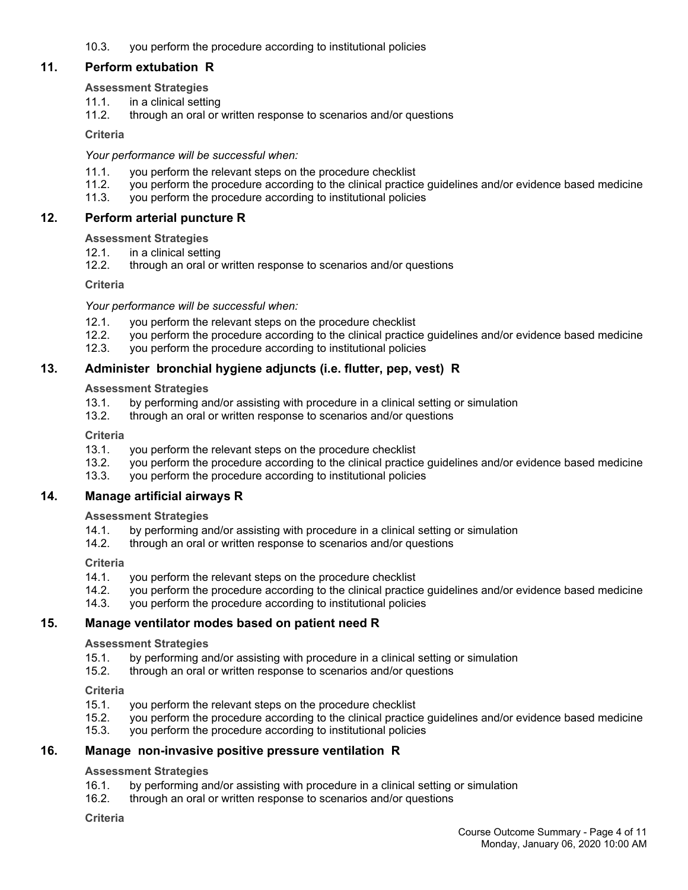10.3. you perform the procedure according to institutional policies

## 11. Perform extubation R

**Assessment Strategies**

11.1. in a clinical setting
11.2. through an oral or written response to scenarios and/or questions

**Criteria**

*Your performance will be successful when:*

11.1. you perform the relevant steps on the procedure checklist
11.2. you perform the procedure according to the clinical practice guidelines and/or evidence based medicine
11.3. you perform the procedure according to institutional policies

## 12. Perform arterial puncture R

**Assessment Strategies**

12.1. in a clinical setting
12.2. through an oral or written response to scenarios and/or questions

**Criteria**

*Your performance will be successful when:*

12.1. you perform the relevant steps on the procedure checklist
12.2. you perform the procedure according to the clinical practice guidelines and/or evidence based medicine
12.3. you perform the procedure according to institutional policies

## 13. Administer bronchial hygiene adjuncts (i.e. flutter, pep, vest) R

**Assessment Strategies**

13.1. by performing and/or assisting with procedure in a clinical setting or simulation
13.2. through an oral or written response to scenarios and/or questions

**Criteria**

13.1. you perform the relevant steps on the procedure checklist
13.2. you perform the procedure according to the clinical practice guidelines and/or evidence based medicine
13.3. you perform the procedure according to institutional policies

## 14. Manage artificial airways R

**Assessment Strategies**

14.1. by performing and/or assisting with procedure in a clinical setting or simulation
14.2. through an oral or written response to scenarios and/or questions

**Criteria**

14.1. you perform the relevant steps on the procedure checklist
14.2. you perform the procedure according to the clinical practice guidelines and/or evidence based medicine
14.3. you perform the procedure according to institutional policies

## 15. Manage ventilator modes based on patient need R

**Assessment Strategies**

15.1. by performing and/or assisting with procedure in a clinical setting or simulation
15.2. through an oral or written response to scenarios and/or questions

**Criteria**

15.1. you perform the relevant steps on the procedure checklist
15.2. you perform the procedure according to the clinical practice guidelines and/or evidence based medicine
15.3. you perform the procedure according to institutional policies

## 16. Manage non-invasive positive pressure ventilation R

**Assessment Strategies**

16.1. by performing and/or assisting with procedure in a clinical setting or simulation
16.2. through an oral or written response to scenarios and/or questions

**Criteria**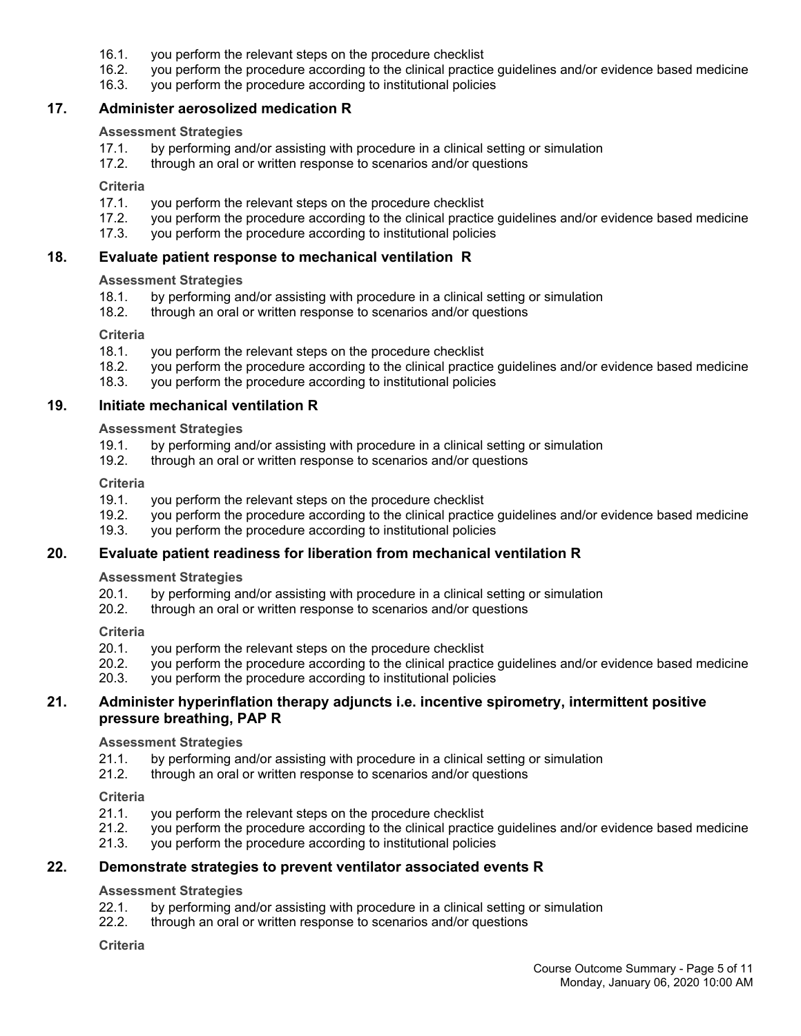16.1. you perform the relevant steps on the procedure checklist
16.2. you perform the procedure according to the clinical practice guidelines and/or evidence based medicine
16.3. you perform the procedure according to institutional policies

## 17. Administer aerosolized medication R

**Assessment Strategies**

17.1. by performing and/or assisting with procedure in a clinical setting or simulation
17.2. through an oral or written response to scenarios and/or questions

**Criteria**

17.1. you perform the relevant steps on the procedure checklist
17.2. you perform the procedure according to the clinical practice guidelines and/or evidence based medicine
17.3. you perform the procedure according to institutional policies

## 18. Evaluate patient response to mechanical ventilation R

**Assessment Strategies**

18.1. by performing and/or assisting with procedure in a clinical setting or simulation
18.2. through an oral or written response to scenarios and/or questions

**Criteria**

18.1. you perform the relevant steps on the procedure checklist
18.2. you perform the procedure according to the clinical practice guidelines and/or evidence based medicine
18.3. you perform the procedure according to institutional policies

## 19. Initiate mechanical ventilation R

**Assessment Strategies**

19.1. by performing and/or assisting with procedure in a clinical setting or simulation
19.2. through an oral or written response to scenarios and/or questions

**Criteria**

19.1. you perform the relevant steps on the procedure checklist
19.2. you perform the procedure according to the clinical practice guidelines and/or evidence based medicine
19.3. you perform the procedure according to institutional policies

## 20. Evaluate patient readiness for liberation from mechanical ventilation R

**Assessment Strategies**

20.1. by performing and/or assisting with procedure in a clinical setting or simulation
20.2. through an oral or written response to scenarios and/or questions

**Criteria**

20.1. you perform the relevant steps on the procedure checklist
20.2. you perform the procedure according to the clinical practice guidelines and/or evidence based medicine
20.3. you perform the procedure according to institutional policies

## 21. Administer hyperinflation therapy adjuncts i.e. incentive spirometry, intermittent positive pressure breathing, PAP R

**Assessment Strategies**

21.1. by performing and/or assisting with procedure in a clinical setting or simulation
21.2. through an oral or written response to scenarios and/or questions

**Criteria**

21.1. you perform the relevant steps on the procedure checklist
21.2. you perform the procedure according to the clinical practice guidelines and/or evidence based medicine
21.3. you perform the procedure according to institutional policies

## 22. Demonstrate strategies to prevent ventilator associated events R

**Assessment Strategies**

22.1. by performing and/or assisting with procedure in a clinical setting or simulation
22.2. through an oral or written response to scenarios and/or questions

**Criteria**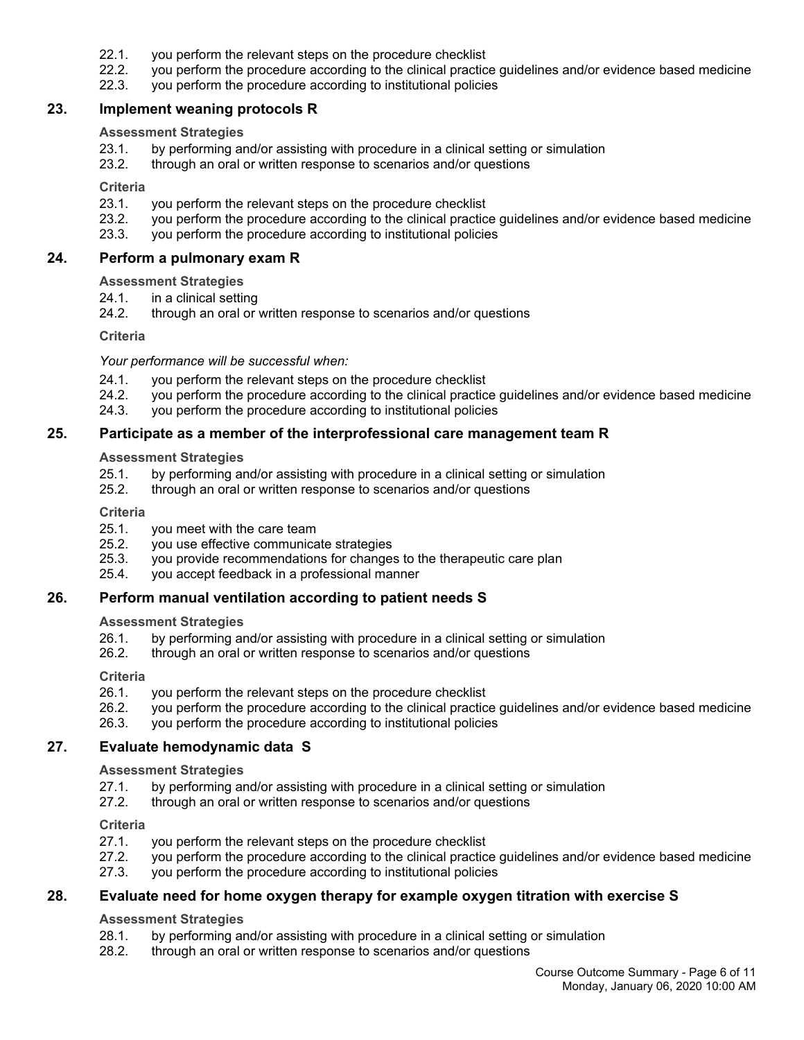22.1. you perform the relevant steps on the procedure checklist
22.2. you perform the procedure according to the clinical practice guidelines and/or evidence based medicine
22.3. you perform the procedure according to institutional policies

### 23. Implement weaning protocols R

**Assessment Strategies**

23.1. by performing and/or assisting with procedure in a clinical setting or simulation
23.2. through an oral or written response to scenarios and/or questions

**Criteria**

23.1. you perform the relevant steps on the procedure checklist
23.2. you perform the procedure according to the clinical practice guidelines and/or evidence based medicine
23.3. you perform the procedure according to institutional policies

### 24. Perform a pulmonary exam R

**Assessment Strategies**

24.1. in a clinical setting
24.2. through an oral or written response to scenarios and/or questions

**Criteria**

*Your performance will be successful when:*

24.1. you perform the relevant steps on the procedure checklist
24.2. you perform the procedure according to the clinical practice guidelines and/or evidence based medicine
24.3. you perform the procedure according to institutional policies

### 25. Participate as a member of the interprofessional care management team R

**Assessment Strategies**

25.1. by performing and/or assisting with procedure in a clinical setting or simulation
25.2. through an oral or written response to scenarios and/or questions

**Criteria**

25.1. you meet with the care team
25.2. you use effective communicate strategies
25.3. you provide recommendations for changes to the therapeutic care plan
25.4. you accept feedback in a professional manner

### 26. Perform manual ventilation according to patient needs S

**Assessment Strategies**

26.1. by performing and/or assisting with procedure in a clinical setting or simulation
26.2. through an oral or written response to scenarios and/or questions

**Criteria**

26.1. you perform the relevant steps on the procedure checklist
26.2. you perform the procedure according to the clinical practice guidelines and/or evidence based medicine
26.3. you perform the procedure according to institutional policies

### 27. Evaluate hemodynamic data S

**Assessment Strategies**

27.1. by performing and/or assisting with procedure in a clinical setting or simulation
27.2. through an oral or written response to scenarios and/or questions

**Criteria**

27.1. you perform the relevant steps on the procedure checklist
27.2. you perform the procedure according to the clinical practice guidelines and/or evidence based medicine
27.3. you perform the procedure according to institutional policies

### 28. Evaluate need for home oxygen therapy for example oxygen titration with exercise S

**Assessment Strategies**

28.1. by performing and/or assisting with procedure in a clinical setting or simulation
28.2. through an oral or written response to scenarios and/or questions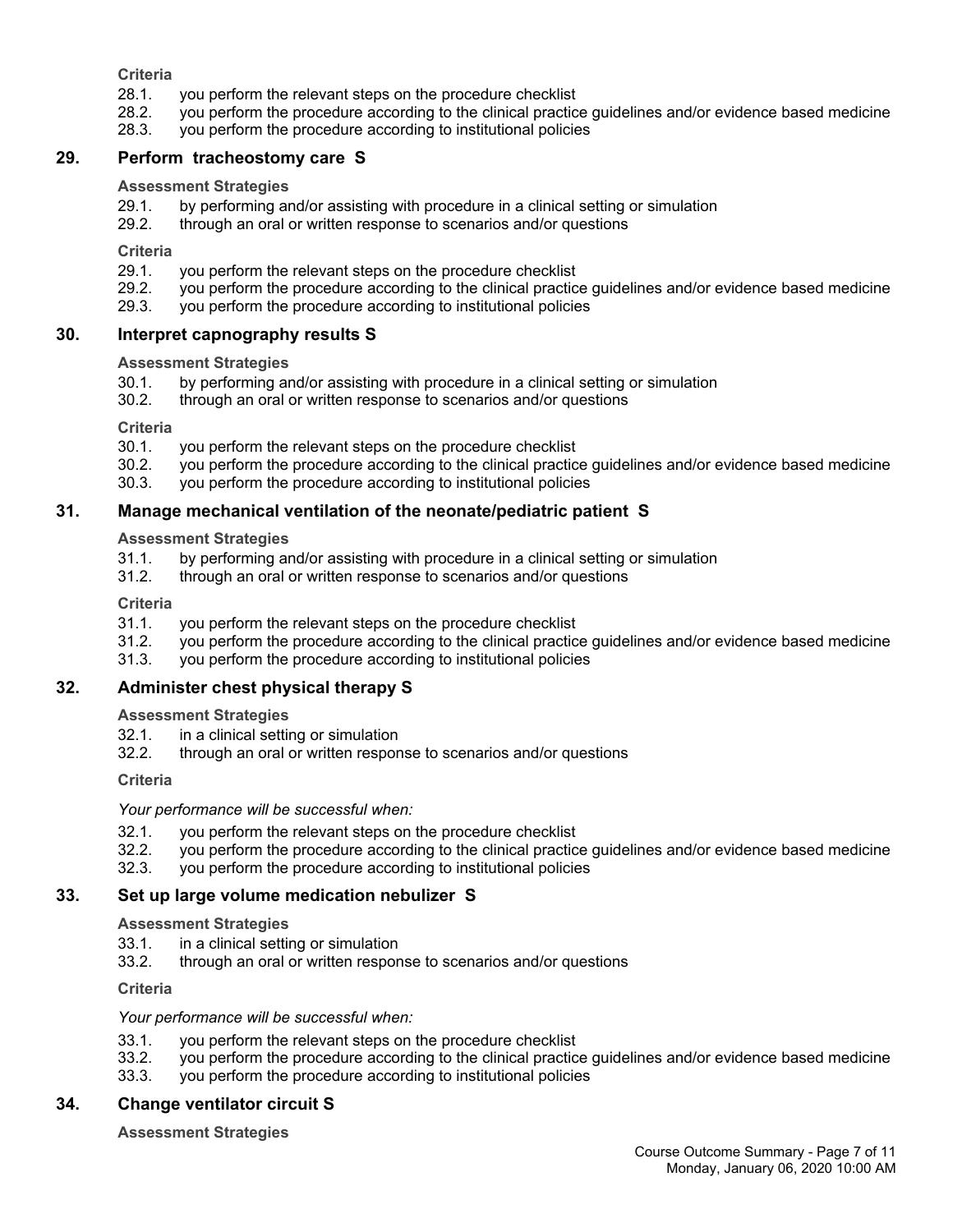**Criteria**

28.1. you perform the relevant steps on the procedure checklist
28.2. you perform the procedure according to the clinical practice guidelines and/or evidence based medicine
28.3. you perform the procedure according to institutional policies

## 29. Perform tracheostomy care S

**Assessment Strategies**

29.1. by performing and/or assisting with procedure in a clinical setting or simulation
29.2. through an oral or written response to scenarios and/or questions

**Criteria**

29.1. you perform the relevant steps on the procedure checklist
29.2. you perform the procedure according to the clinical practice guidelines and/or evidence based medicine
29.3. you perform the procedure according to institutional policies

## 30. Interpret capnography results S

**Assessment Strategies**

30.1. by performing and/or assisting with procedure in a clinical setting or simulation
30.2. through an oral or written response to scenarios and/or questions

**Criteria**

30.1. you perform the relevant steps on the procedure checklist
30.2. you perform the procedure according to the clinical practice guidelines and/or evidence based medicine
30.3. you perform the procedure according to institutional policies

## 31. Manage mechanical ventilation of the neonate/pediatric patient S

**Assessment Strategies**

31.1. by performing and/or assisting with procedure in a clinical setting or simulation
31.2. through an oral or written response to scenarios and/or questions

**Criteria**

31.1. you perform the relevant steps on the procedure checklist
31.2. you perform the procedure according to the clinical practice guidelines and/or evidence based medicine
31.3. you perform the procedure according to institutional policies

## 32. Administer chest physical therapy S

**Assessment Strategies**

32.1. in a clinical setting or simulation
32.2. through an oral or written response to scenarios and/or questions

**Criteria**

*Your performance will be successful when:*

32.1. you perform the relevant steps on the procedure checklist
32.2. you perform the procedure according to the clinical practice guidelines and/or evidence based medicine
32.3. you perform the procedure according to institutional policies

## 33. Set up large volume medication nebulizer S

**Assessment Strategies**

33.1. in a clinical setting or simulation
33.2. through an oral or written response to scenarios and/or questions

**Criteria**

*Your performance will be successful when:*

33.1. you perform the relevant steps on the procedure checklist
33.2. you perform the procedure according to the clinical practice guidelines and/or evidence based medicine
33.3. you perform the procedure according to institutional policies

## 34. Change ventilator circuit S

**Assessment Strategies**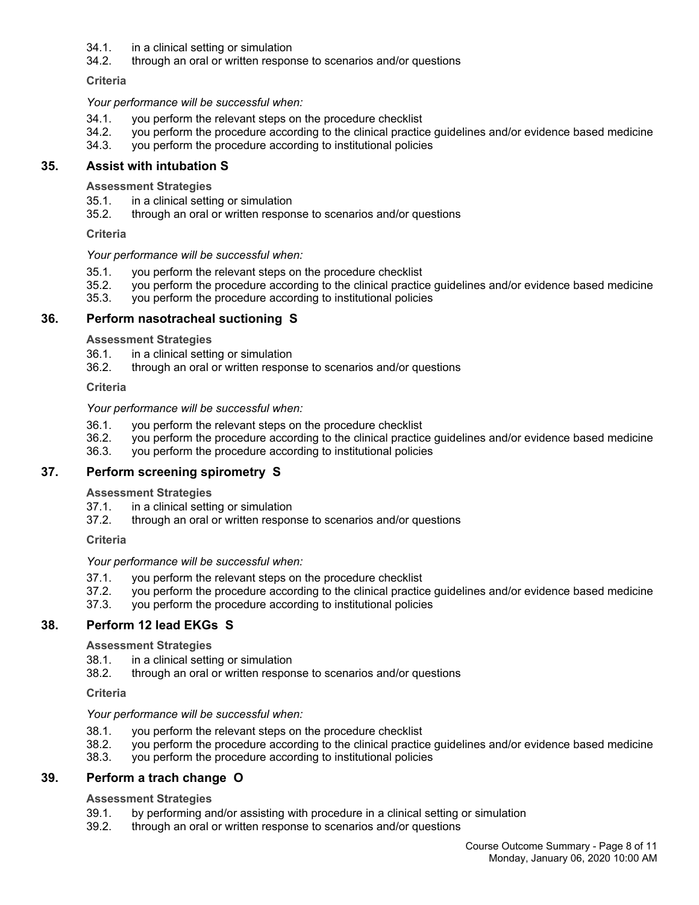34.1. in a clinical setting or simulation
34.2. through an oral or written response to scenarios and/or questions

**Criteria**

*Your performance will be successful when:*

34.1. you perform the relevant steps on the procedure checklist
34.2. you perform the procedure according to the clinical practice guidelines and/or evidence based medicine
34.3. you perform the procedure according to institutional policies

## 35. Assist with intubation S

**Assessment Strategies**

35.1. in a clinical setting or simulation
35.2. through an oral or written response to scenarios and/or questions

**Criteria**

*Your performance will be successful when:*

35.1. you perform the relevant steps on the procedure checklist
35.2. you perform the procedure according to the clinical practice guidelines and/or evidence based medicine
35.3. you perform the procedure according to institutional policies

## 36. Perform nasotracheal suctioning S

**Assessment Strategies**

36.1. in a clinical setting or simulation
36.2. through an oral or written response to scenarios and/or questions

**Criteria**

*Your performance will be successful when:*

36.1. you perform the relevant steps on the procedure checklist
36.2. you perform the procedure according to the clinical practice guidelines and/or evidence based medicine
36.3. you perform the procedure according to institutional policies

## 37. Perform screening spirometry S

**Assessment Strategies**

37.1. in a clinical setting or simulation
37.2. through an oral or written response to scenarios and/or questions

**Criteria**

*Your performance will be successful when:*

37.1. you perform the relevant steps on the procedure checklist
37.2. you perform the procedure according to the clinical practice guidelines and/or evidence based medicine
37.3. you perform the procedure according to institutional policies

## 38. Perform 12 lead EKGs S

**Assessment Strategies**

38.1. in a clinical setting or simulation
38.2. through an oral or written response to scenarios and/or questions

**Criteria**

*Your performance will be successful when:*

38.1. you perform the relevant steps on the procedure checklist
38.2. you perform the procedure according to the clinical practice guidelines and/or evidence based medicine
38.3. you perform the procedure according to institutional policies

## 39. Perform a trach change O

**Assessment Strategies**

39.1. by performing and/or assisting with procedure in a clinical setting or simulation
39.2. through an oral or written response to scenarios and/or questions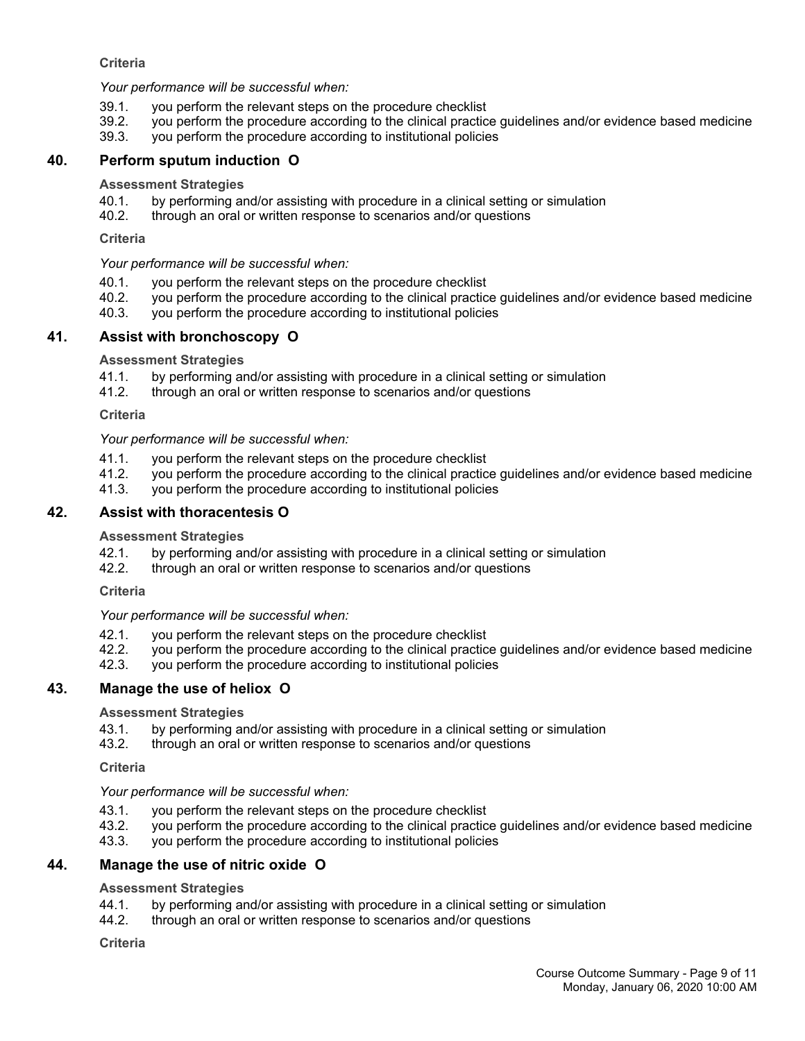**Criteria**

*Your performance will be successful when:*

39.1. you perform the relevant steps on the procedure checklist
39.2. you perform the procedure according to the clinical practice guidelines and/or evidence based medicine
39.3. you perform the procedure according to institutional policies

## 40. Perform sputum induction O

**Assessment Strategies**

40.1. by performing and/or assisting with procedure in a clinical setting or simulation
40.2. through an oral or written response to scenarios and/or questions

**Criteria**

*Your performance will be successful when:*

40.1. you perform the relevant steps on the procedure checklist
40.2. you perform the procedure according to the clinical practice guidelines and/or evidence based medicine
40.3. you perform the procedure according to institutional policies

## 41. Assist with bronchoscopy O

**Assessment Strategies**

41.1. by performing and/or assisting with procedure in a clinical setting or simulation
41.2. through an oral or written response to scenarios and/or questions

**Criteria**

*Your performance will be successful when:*

41.1. you perform the relevant steps on the procedure checklist
41.2. you perform the procedure according to the clinical practice guidelines and/or evidence based medicine
41.3. you perform the procedure according to institutional policies

## 42. Assist with thoracentesis O

**Assessment Strategies**

42.1. by performing and/or assisting with procedure in a clinical setting or simulation
42.2. through an oral or written response to scenarios and/or questions

**Criteria**

*Your performance will be successful when:*

42.1. you perform the relevant steps on the procedure checklist
42.2. you perform the procedure according to the clinical practice guidelines and/or evidence based medicine
42.3. you perform the procedure according to institutional policies

## 43. Manage the use of heliox O

**Assessment Strategies**

43.1. by performing and/or assisting with procedure in a clinical setting or simulation
43.2. through an oral or written response to scenarios and/or questions

**Criteria**

*Your performance will be successful when:*

43.1. you perform the relevant steps on the procedure checklist
43.2. you perform the procedure according to the clinical practice guidelines and/or evidence based medicine
43.3. you perform the procedure according to institutional policies

## 44. Manage the use of nitric oxide O

**Assessment Strategies**

44.1. by performing and/or assisting with procedure in a clinical setting or simulation
44.2. through an oral or written response to scenarios and/or questions

**Criteria**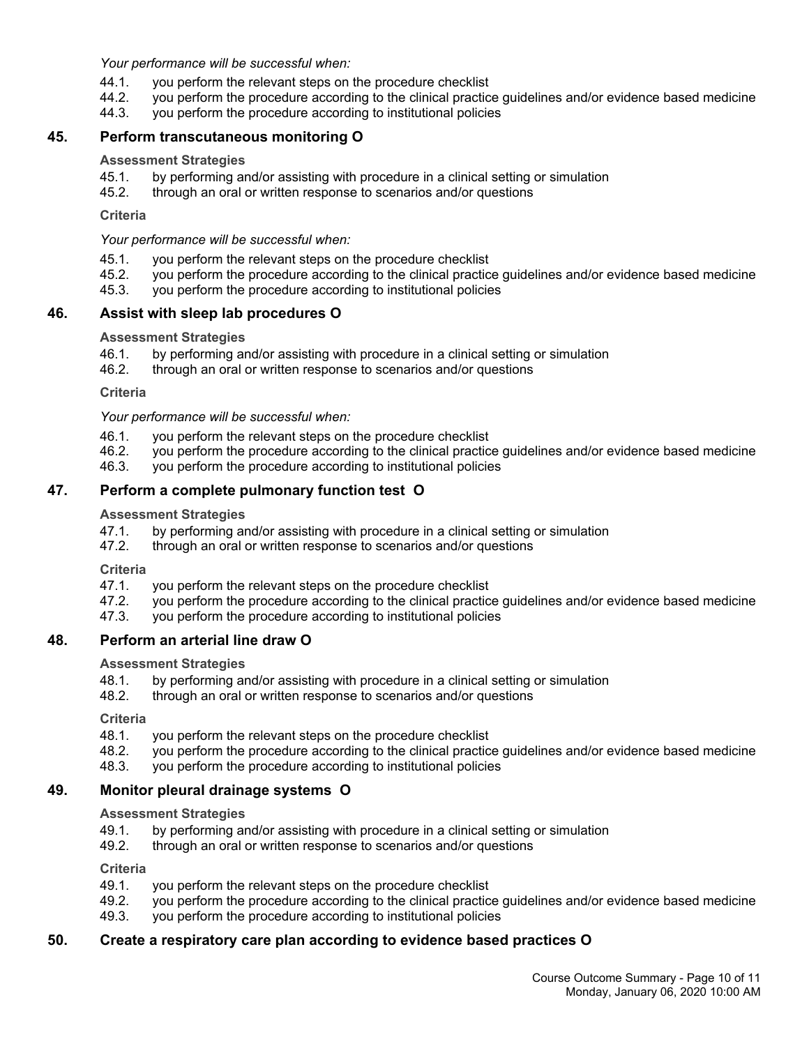*Your performance will be successful when:*

44.1. you perform the relevant steps on the procedure checklist
44.2. you perform the procedure according to the clinical practice guidelines and/or evidence based medicine
44.3. you perform the procedure according to institutional policies

## 45. Perform transcutaneous monitoring O

**Assessment Strategies**

45.1. by performing and/or assisting with procedure in a clinical setting or simulation
45.2. through an oral or written response to scenarios and/or questions

**Criteria**

*Your performance will be successful when:*

45.1. you perform the relevant steps on the procedure checklist
45.2. you perform the procedure according to the clinical practice guidelines and/or evidence based medicine
45.3. you perform the procedure according to institutional policies

## 46. Assist with sleep lab procedures O

**Assessment Strategies**

46.1. by performing and/or assisting with procedure in a clinical setting or simulation
46.2. through an oral or written response to scenarios and/or questions

**Criteria**

*Your performance will be successful when:*

46.1. you perform the relevant steps on the procedure checklist
46.2. you perform the procedure according to the clinical practice guidelines and/or evidence based medicine
46.3. you perform the procedure according to institutional policies

## 47. Perform a complete pulmonary function test O

**Assessment Strategies**

47.1. by performing and/or assisting with procedure in a clinical setting or simulation
47.2. through an oral or written response to scenarios and/or questions

**Criteria**

47.1. you perform the relevant steps on the procedure checklist
47.2. you perform the procedure according to the clinical practice guidelines and/or evidence based medicine
47.3. you perform the procedure according to institutional policies

## 48. Perform an arterial line draw O

**Assessment Strategies**

48.1. by performing and/or assisting with procedure in a clinical setting or simulation
48.2. through an oral or written response to scenarios and/or questions

**Criteria**

48.1. you perform the relevant steps on the procedure checklist
48.2. you perform the procedure according to the clinical practice guidelines and/or evidence based medicine
48.3. you perform the procedure according to institutional policies

## 49. Monitor pleural drainage systems O

**Assessment Strategies**

49.1. by performing and/or assisting with procedure in a clinical setting or simulation
49.2. through an oral or written response to scenarios and/or questions

**Criteria**

49.1. you perform the relevant steps on the procedure checklist
49.2. you perform the procedure according to the clinical practice guidelines and/or evidence based medicine
49.3. you perform the procedure according to institutional policies

## 50. Create a respiratory care plan according to evidence based practices O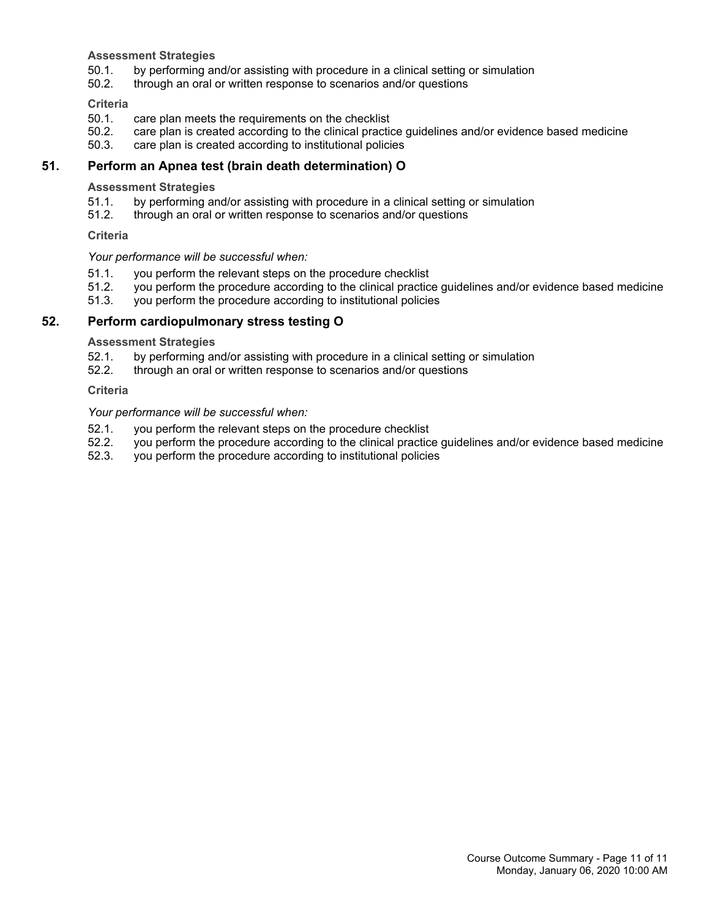**Assessment Strategies**

50.1. by performing and/or assisting with procedure in a clinical setting or simulation
50.2. through an oral or written response to scenarios and/or questions

**Criteria**

50.1. care plan meets the requirements on the checklist
50.2. care plan is created according to the clinical practice guidelines and/or evidence based medicine
50.3. care plan is created according to institutional policies

## 51. Perform an Apnea test (brain death determination) O

**Assessment Strategies**

51.1. by performing and/or assisting with procedure in a clinical setting or simulation
51.2. through an oral or written response to scenarios and/or questions

**Criteria**

*Your performance will be successful when:*

51.1. you perform the relevant steps on the procedure checklist
51.2. you perform the procedure according to the clinical practice guidelines and/or evidence based medicine
51.3. you perform the procedure according to institutional policies

## 52. Perform cardiopulmonary stress testing O

**Assessment Strategies**

52.1. by performing and/or assisting with procedure in a clinical setting or simulation
52.2. through an oral or written response to scenarios and/or questions

**Criteria**

*Your performance will be successful when:*

52.1. you perform the relevant steps on the procedure checklist
52.2. you perform the procedure according to the clinical practice guidelines and/or evidence based medicine
52.3. you perform the procedure according to institutional policies